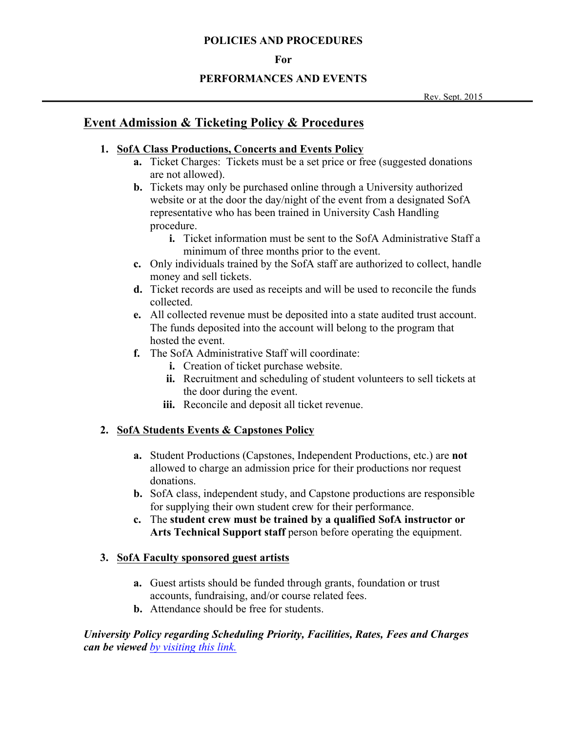**POLICIES AND PROCEDURES**

**For**

**PERFORMANCES AND EVENTS**

Rev. Sept. 2015

## Event Admission & Ticketing Policy & Procedures

1. **SofA Class Productions, Concerts and Events Policy**
   - **a.** Ticket Charges: Tickets must be a set price or free (suggested donations are not allowed).
   - **b.** Tickets may only be purchased online through a University authorized website or at the door the day/night of the event from a designated SofA representative who has been trained in University Cash Handling procedure.
     - **i.** Ticket information must be sent to the SofA Administrative Staff a minimum of three months prior to the event.
   - **c.** Only individuals trained by the SofA staff are authorized to collect, handle money and sell tickets.
   - **d.** Ticket records are used as receipts and will be used to reconcile the funds collected.
   - **e.** All collected revenue must be deposited into a state audited trust account. The funds deposited into the account will belong to the program that hosted the event.
   - **f.** The SofA Administrative Staff will coordinate:
     - **i.** Creation of ticket purchase website.
     - **ii.** Recruitment and scheduling of student volunteers to sell tickets at the door during the event.
     - **iii.** Reconcile and deposit all ticket revenue.

2. **SofA Students Events & Capstones Policy**
   - **a.** Student Productions (Capstones, Independent Productions, etc.) are **not** allowed to charge an admission price for their productions nor request donations.
   - **b.** SofA class, independent study, and Capstone productions are responsible for supplying their own student crew for their performance.
   - **c.** The **student crew must be trained by a qualified SofA instructor or Arts Technical Support staff** person before operating the equipment.

3. **SofA Faculty sponsored guest artists**
   - **a.** Guest artists should be funded through grants, foundation or trust accounts, fundraising, and/or course related fees.
   - **b.** Attendance should be free for students.

***University Policy regarding Scheduling Priority, Facilities, Rates, Fees and Charges can be viewed*** *by visiting this link.*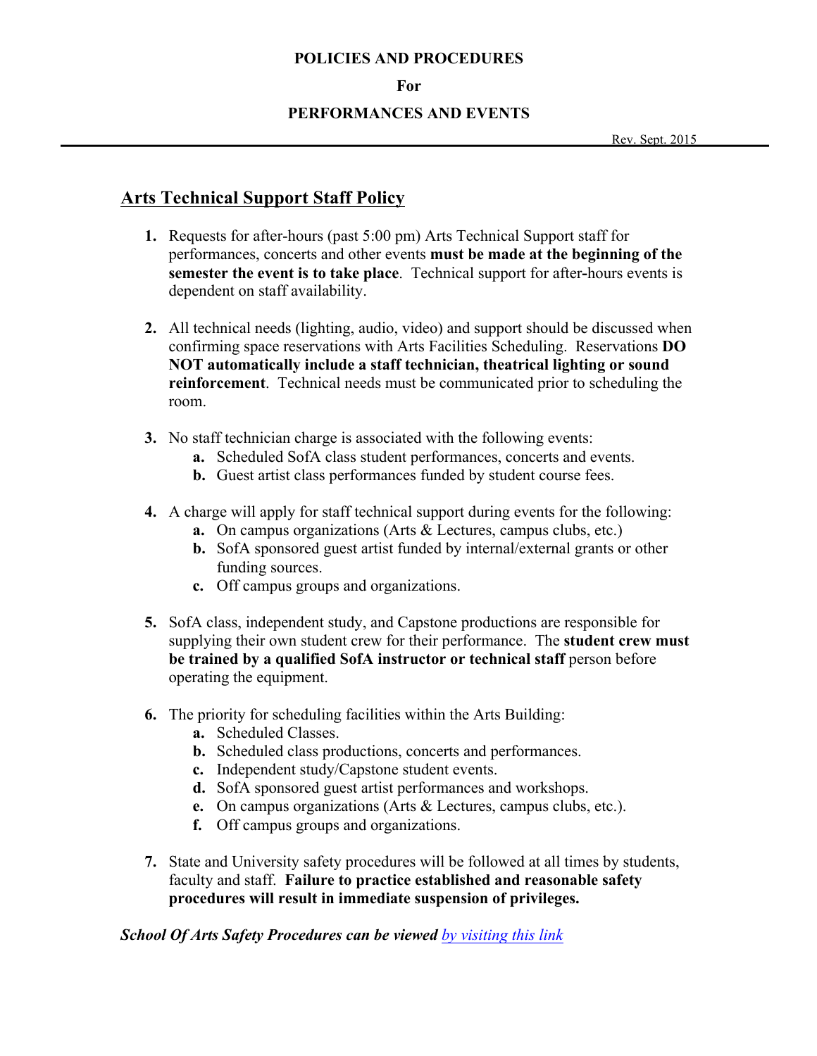**POLICIES AND PROCEDURES**

**For**

**PERFORMANCES AND EVENTS**

Rev. Sept. 2015

## Arts Technical Support Staff Policy

1. Requests for after-hours (past 5:00 pm) Arts Technical Support staff for performances, concerts and other events **must be made at the beginning of the semester the event is to take place**. Technical support for after-hours events is dependent on staff availability.

2. All technical needs (lighting, audio, video) and support should be discussed when confirming space reservations with Arts Facilities Scheduling. Reservations **DO NOT automatically include a staff technician, theatrical lighting or sound reinforcement**. Technical needs must be communicated prior to scheduling the room.

3. No staff technician charge is associated with the following events:
   a. Scheduled SofA class student performances, concerts and events.
   b. Guest artist class performances funded by student course fees.

4. A charge will apply for staff technical support during events for the following:
   a. On campus organizations (Arts & Lectures, campus clubs, etc.)
   b. SofA sponsored guest artist funded by internal/external grants or other funding sources.
   c. Off campus groups and organizations.

5. SofA class, independent study, and Capstone productions are responsible for supplying their own student crew for their performance. The **student crew must be trained by a qualified SofA instructor or technical staff** person before operating the equipment.

6. The priority for scheduling facilities within the Arts Building:
   a. Scheduled Classes.
   b. Scheduled class productions, concerts and performances.
   c. Independent study/Capstone student events.
   d. SofA sponsored guest artist performances and workshops.
   e. On campus organizations (Arts & Lectures, campus clubs, etc.).
   f. Off campus groups and organizations.

7. State and University safety procedures will be followed at all times by students, faculty and staff. **Failure to practice established and reasonable safety procedures will result in immediate suspension of privileges.**

***School Of Arts Safety Procedures can be viewed*** *by visiting this link*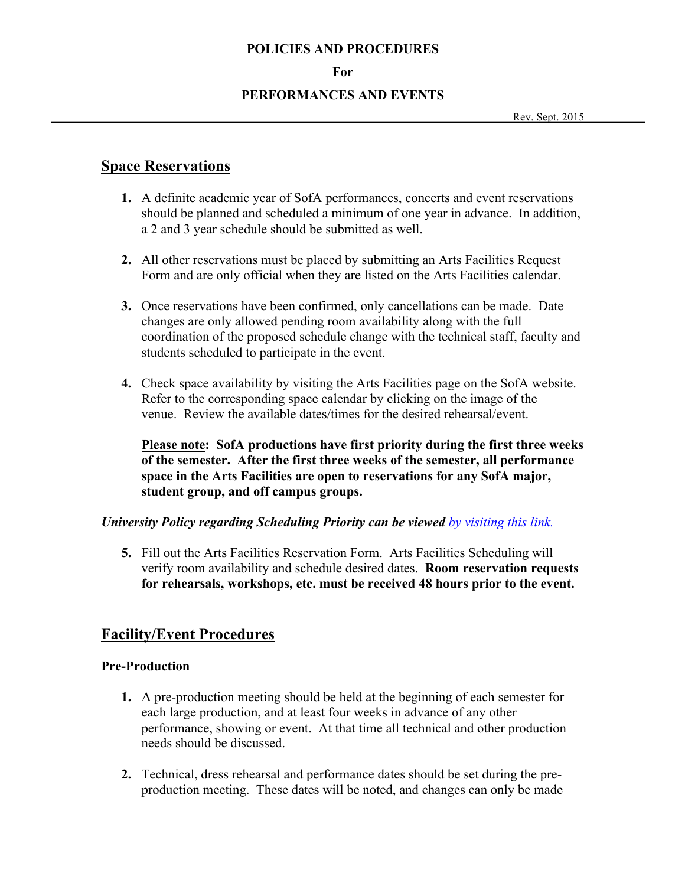**POLICIES AND PROCEDURES**

**For**

**PERFORMANCES AND EVENTS**

Rev. Sept. 2015

## Space Reservations

1. A definite academic year of SofA performances, concerts and event reservations should be planned and scheduled a minimum of one year in advance. In addition, a 2 and 3 year schedule should be submitted as well.

2. All other reservations must be placed by submitting an Arts Facilities Request Form and are only official when they are listed on the Arts Facilities calendar.

3. Once reservations have been confirmed, only cancellations can be made. Date changes are only allowed pending room availability along with the full coordination of the proposed schedule change with the technical staff, faculty and students scheduled to participate in the event.

4. Check space availability by visiting the Arts Facilities page on the SofA website. Refer to the corresponding space calendar by clicking on the image of the venue. Review the available dates/times for the desired rehearsal/event.

   **Please note: SofA productions have first priority during the first three weeks of the semester. After the first three weeks of the semester, all performance space in the Arts Facilities are open to reservations for any SofA major, student group, and off campus groups.**

***University Policy regarding Scheduling Priority can be viewed** by visiting this link.*

5. Fill out the Arts Facilities Reservation Form. Arts Facilities Scheduling will verify room availability and schedule desired dates. **Room reservation requests for rehearsals, workshops, etc. must be received 48 hours prior to the event.**

## Facility/Event Procedures

### Pre-Production

1. A pre-production meeting should be held at the beginning of each semester for each large production, and at least four weeks in advance of any other performance, showing or event. At that time all technical and other production needs should be discussed.

2. Technical, dress rehearsal and performance dates should be set during the pre-production meeting. These dates will be noted, and changes can only be made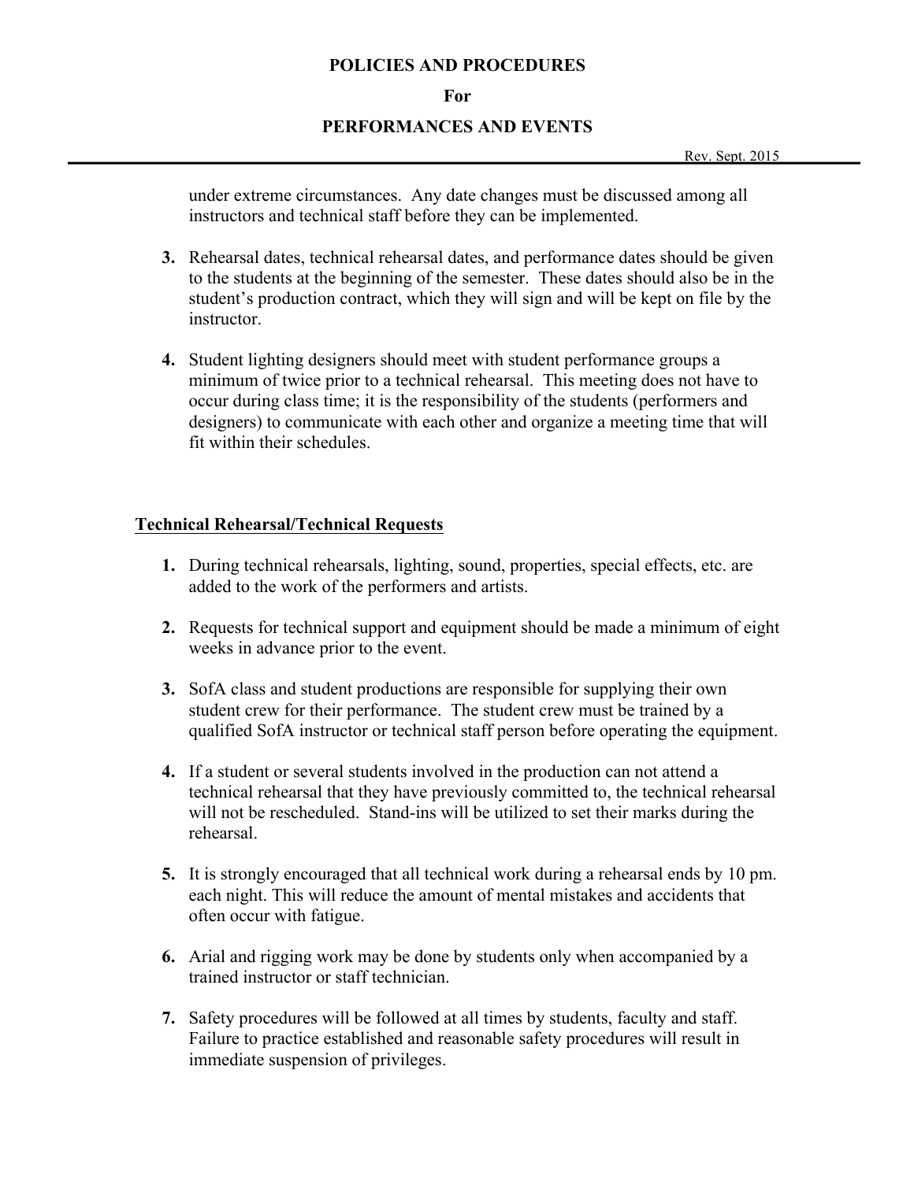under extreme circumstances. Any date changes must be discussed among all instructors and technical staff before they can be implemented.

3. Rehearsal dates, technical rehearsal dates, and performance dates should be given to the students at the beginning of the semester. These dates should also be in the student's production contract, which they will sign and will be kept on file by the instructor.

4. Student lighting designers should meet with student performance groups a minimum of twice prior to a technical rehearsal. This meeting does not have to occur during class time; it is the responsibility of the students (performers and designers) to communicate with each other and organize a meeting time that will fit within their schedules.

## Technical Rehearsal/Technical Requests

1. During technical rehearsals, lighting, sound, properties, special effects, etc. are added to the work of the performers and artists.

2. Requests for technical support and equipment should be made a minimum of eight weeks in advance prior to the event.

3. SofA class and student productions are responsible for supplying their own student crew for their performance. The student crew must be trained by a qualified SofA instructor or technical staff person before operating the equipment.

4. If a student or several students involved in the production can not attend a technical rehearsal that they have previously committed to, the technical rehearsal will not be rescheduled. Stand-ins will be utilized to set their marks during the rehearsal.

5. It is strongly encouraged that all technical work during a rehearsal ends by 10 pm. each night. This will reduce the amount of mental mistakes and accidents that often occur with fatigue.

6. Arial and rigging work may be done by students only when accompanied by a trained instructor or staff technician.

7. Safety procedures will be followed at all times by students, faculty and staff. Failure to practice established and reasonable safety procedures will result in immediate suspension of privileges.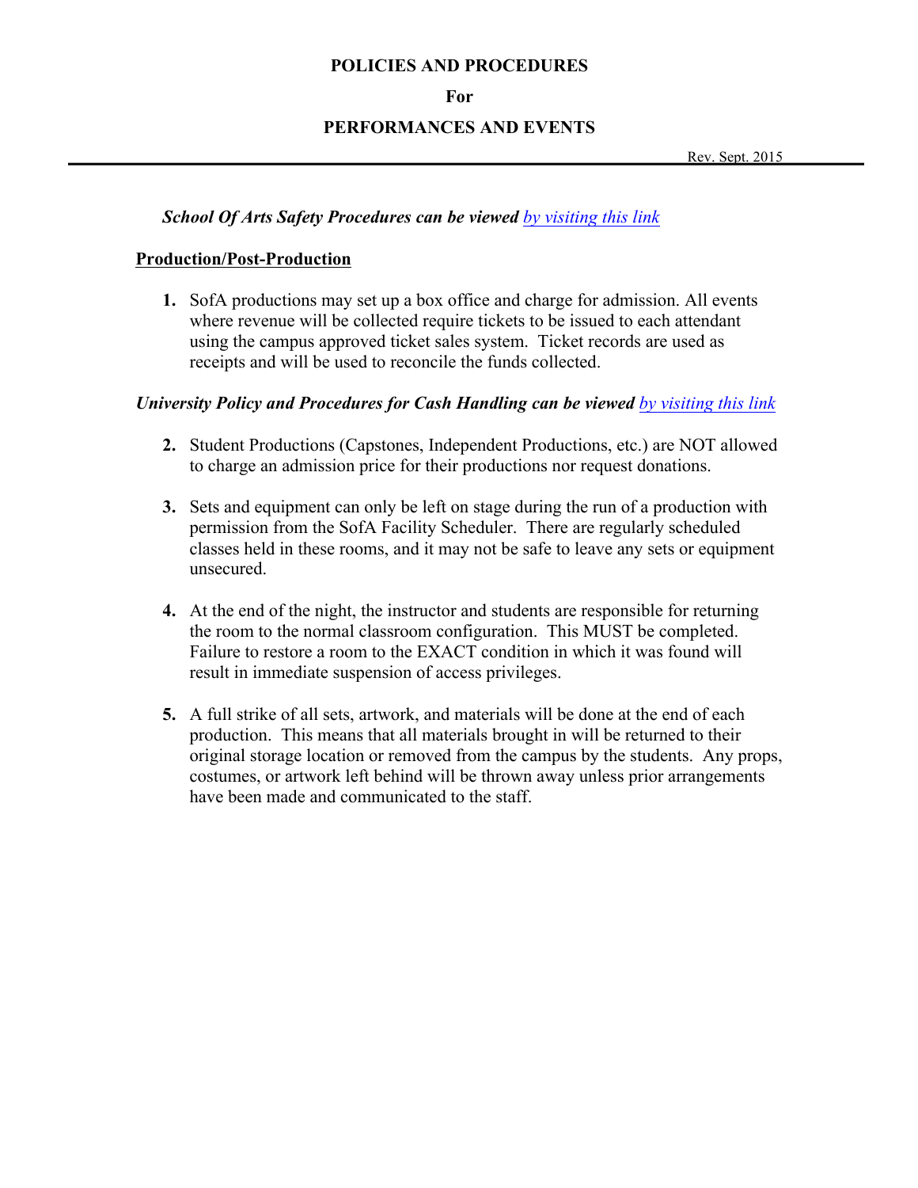**POLICIES AND PROCEDURES**

**For**

**PERFORMANCES AND EVENTS**

Rev. Sept. 2015

***School Of Arts Safety Procedures can be viewed*** *by visiting this link*

**Production/Post-Production**

1. SofA productions may set up a box office and charge for admission. All events where revenue will be collected require tickets to be issued to each attendant using the campus approved ticket sales system. Ticket records are used as receipts and will be used to reconcile the funds collected.

***University Policy and Procedures for Cash Handling can be viewed*** *by visiting this link*

2. Student Productions (Capstones, Independent Productions, etc.) are NOT allowed to charge an admission price for their productions nor request donations.

3. Sets and equipment can only be left on stage during the run of a production with permission from the SofA Facility Scheduler. There are regularly scheduled classes held in these rooms, and it may not be safe to leave any sets or equipment unsecured.

4. At the end of the night, the instructor and students are responsible for returning the room to the normal classroom configuration. This MUST be completed. Failure to restore a room to the EXACT condition in which it was found will result in immediate suspension of access privileges.

5. A full strike of all sets, artwork, and materials will be done at the end of each production. This means that all materials brought in will be returned to their original storage location or removed from the campus by the students. Any props, costumes, or artwork left behind will be thrown away unless prior arrangements have been made and communicated to the staff.